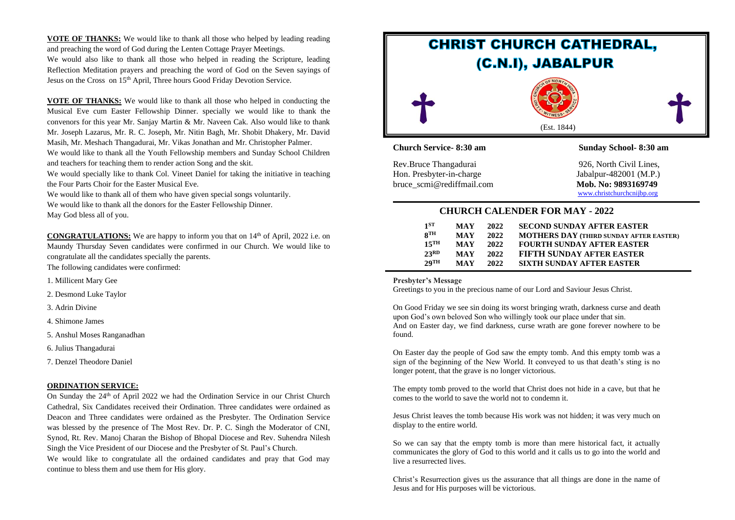**VOTE OF THANKS:** We would like to thank all those who helped by leading reading and preaching the word of God during the Lenten Cottage Prayer Meetings.

We would also like to thank all those who helped in reading the Scripture, leading Reflection Meditation prayers and preaching the word of God on the Seven sayings of Jesus on the Cross on 15th April, Three hours Good Friday Devotion Service.

**VOTE OF THANKS:** We would like to thank all those who helped in conducting the Musical Eve cum Easter Fellowship Dinner. specially we would like to thank the convenors for this year Mr. Sanjay Martin & Mr. Naveen Cak. Also would like to thank Mr. Joseph Lazarus, Mr. R. C. Joseph, Mr. Nitin Bagh, Mr. Shobit Dhakery, Mr. David Masih, Mr. Meshach Thangadurai, Mr. Vikas Jonathan and Mr. Christopher Palmer.

We would like to thank all the Youth Fellowship members and Sunday School Children and teachers for teaching them to render action Song and the skit.

We would specially like to thank Col. Vineet Daniel for taking the initiative in teaching the Four Parts Choir for the Easter Musical Eve.

We would like to thank all of them who have given special songs voluntarily.

We would like to thank all the donors for the Easter Fellowship Dinner.

May God bless all of you.

**CONGRATULATIONS:** We are happy to inform you that on 14th of April, 2022 i.e. on Maundy Thursday Seven candidates were confirmed in our Church. We would like to congratulate all the candidates specially the parents.

The following candidates were confirmed:

1. Millicent Mary Gee
2. Desmond Luke Taylor
3. Adrin Divine
4. Shimone James
5. Anshul Moses Ranganadhan
6. Julius Thangadurai
7. Denzel Theodore Daniel

**ORDINATION SERVICE:**

On Sunday the 24th of April 2022 we had the Ordination Service in our Christ Church Cathedral, Six Candidates received their Ordination. Three candidates were ordained as Deacon and Three candidates were ordained as the Presbyter. The Ordination Service was blessed by the presence of The Most Rev. Dr. P. C. Singh the Moderator of CNI, Synod, Rt. Rev. Manoj Charan the Bishop of Bhopal Diocese and Rev. Suhendra Nilesh Singh the Vice President of our Diocese and the Presbyter of St. Paul's Church.

We would like to congratulate all the ordained candidates and pray that God may continue to bless them and use them for His glory.

# CHRIST CHURCH CATHEDRAL, (C.N.I), JABALPUR

(Est. 1844)

**Church Service- 8:30 am** | **Sunday School- 8:30 am**

Rev.Bruce Thangadurai
Hon. Presbyter-in-charge
bruce_scmi@rediffmail.com

926, North Civil Lines,
Jabalpur-482001 (M.P.)
**Mob. No: 9893169749**
www.christchurchcnijbp.org

## CHURCH CALENDER FOR MAY - 2022

| | | | |
|---|---|---|---|
| **1ST** | **MAY** | **2022** | **SECOND SUNDAY AFTER EASTER** |
| **8TH** | **MAY** | **2022** | **MOTHERS DAY (THIRD SUNDAY AFTER EASTER)** |
| **15TH** | **MAY** | **2022** | **FOURTH SUNDAY AFTER EASTER** |
| **23RD** | **MAY** | **2022** | **FIFTH SUNDAY AFTER EASTER** |
| **29TH** | **MAY** | **2022** | **SIXTH SUNDAY AFTER EASTER** |

**Presbyter's Message**

Greetings to you in the precious name of our Lord and Saviour Jesus Christ.

On Good Friday we see sin doing its worst bringing wrath, darkness curse and death upon God's own beloved Son who willingly took our place under that sin.
And on Easter day, we find darkness, curse wrath are gone forever nowhere to be found.

On Easter day the people of God saw the empty tomb. And this empty tomb was a sign of the beginning of the New World. It conveyed to us that death's sting is no longer potent, that the grave is no longer victorious.

The empty tomb proved to the world that Christ does not hide in a cave, but that he comes to the world to save the world not to condemn it.

Jesus Christ leaves the tomb because His work was not hidden; it was very much on display to the entire world.

So we can say that the empty tomb is more than mere historical fact, it actually communicates the glory of God to this world and it calls us to go into the world and live a resurrected lives.

Christ's Resurrection gives us the assurance that all things are done in the name of Jesus and for His purposes will be victorious.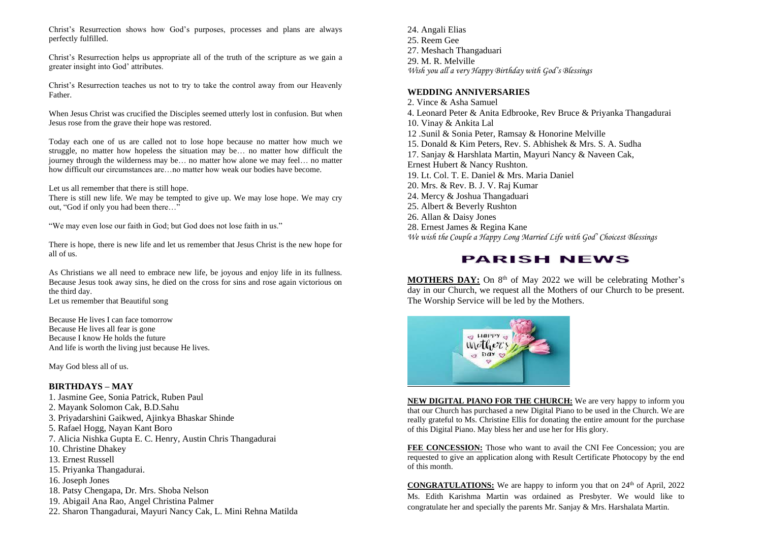Christ's Resurrection shows how God's purposes, processes and plans are always perfectly fulfilled.

Christ's Resurrection helps us appropriate all of the truth of the scripture as we gain a greater insight into God' attributes.

Christ's Resurrection teaches us not to try to take the control away from our Heavenly Father.

When Jesus Christ was crucified the Disciples seemed utterly lost in confusion. But when Jesus rose from the grave their hope was restored.

Today each one of us are called not to lose hope because no matter how much we struggle, no matter how hopeless the situation may be… no matter how difficult the journey through the wilderness may be… no matter how alone we may feel… no matter how difficult our circumstances are…no matter how weak our bodies have become.

Let us all remember that there is still hope.
There is still new life. We may be tempted to give up. We may lose hope. We may cry out, "God if only you had been there…"

"We may even lose our faith in God; but God does not lose faith in us."

There is hope, there is new life and let us remember that Jesus Christ is the new hope for all of us.

As Christians we all need to embrace new life, be joyous and enjoy life in its fullness. Because Jesus took away sins, he died on the cross for sins and rose again victorious on the third day.
Let us remember that Beautiful song

Because He lives I can face tomorrow
Because He lives all fear is gone
Because I know He holds the future
And life is worth the living just because He lives.

May God bless all of us.

## BIRTHDAYS – MAY

1. Jasmine Gee, Sonia Patrick, Ruben Paul
2. Mayank Solomon Cak, B.D.Sahu
3. Priyadarshini Gaikwed, Ajinkya Bhaskar Shinde
5. Rafael Hogg, Nayan Kant Boro
7. Alicia Nishka Gupta E. C. Henry, Austin Chris Thangadurai
10. Christine Dhakey
13. Ernest Russell
15. Priyanka Thangadurai.
16. Joseph Jones
18. Patsy Chengapa, Dr. Mrs. Shoba Nelson
19. Abigail Ana Rao, Angel Christina Palmer
22. Sharon Thangadurai, Mayuri Nancy Cak, L. Mini Rehna Matilda
24. Angali Elias
25. Reem Gee
27. Meshach Thangaduari
29. M. R. Melville

*Wish you all a very Happy Birthday with God's Blessings*

## WEDDING ANNIVERSARIES

2. Vince & Asha Samuel
4. Leonard Peter & Anita Edbrooke, Rev Bruce & Priyanka Thangadurai
10. Vinay & Ankita Lal
12 .Sunil & Sonia Peter, Ramsay & Honorine Melville
15. Donald & Kim Peters, Rev. S. Abhishek & Mrs. S. A. Sudha
17. Sanjay & Harshlata Martin, Mayuri Nancy & Naveen Cak, Ernest Hubert & Nancy Rushton.
19. Lt. Col. T. E. Daniel & Mrs. Maria Daniel
20. Mrs. & Rev. B. J. V. Raj Kumar
24. Mercy & Joshua Thangaduari
25. Albert & Beverly Rushton
26. Allan & Daisy Jones
28. Ernest James & Regina Kane

*We wish the Couple a Happy Long Married Life with God' Choicest Blessings*

# PARISH NEWS

**MOTHERS DAY:** On 8th of May 2022 we will be celebrating Mother's day in our Church, we request all the Mothers of our Church to be present. The Worship Service will be led by the Mothers.

**NEW DIGITAL PIANO FOR THE CHURCH:** We are very happy to inform you that our Church has purchased a new Digital Piano to be used in the Church. We are really grateful to Ms. Christine Ellis for donating the entire amount for the purchase of this Digital Piano. May bless her and use her for His glory.

**FEE CONCESSION:** Those who want to avail the CNI Fee Concession; you are requested to give an application along with Result Certificate Photocopy by the end of this month.

**CONGRATULATIONS:** We are happy to inform you that on 24th of April, 2022 Ms. Edith Karishma Martin was ordained as Presbyter. We would like to congratulate her and specially the parents Mr. Sanjay & Mrs. Harshalata Martin.